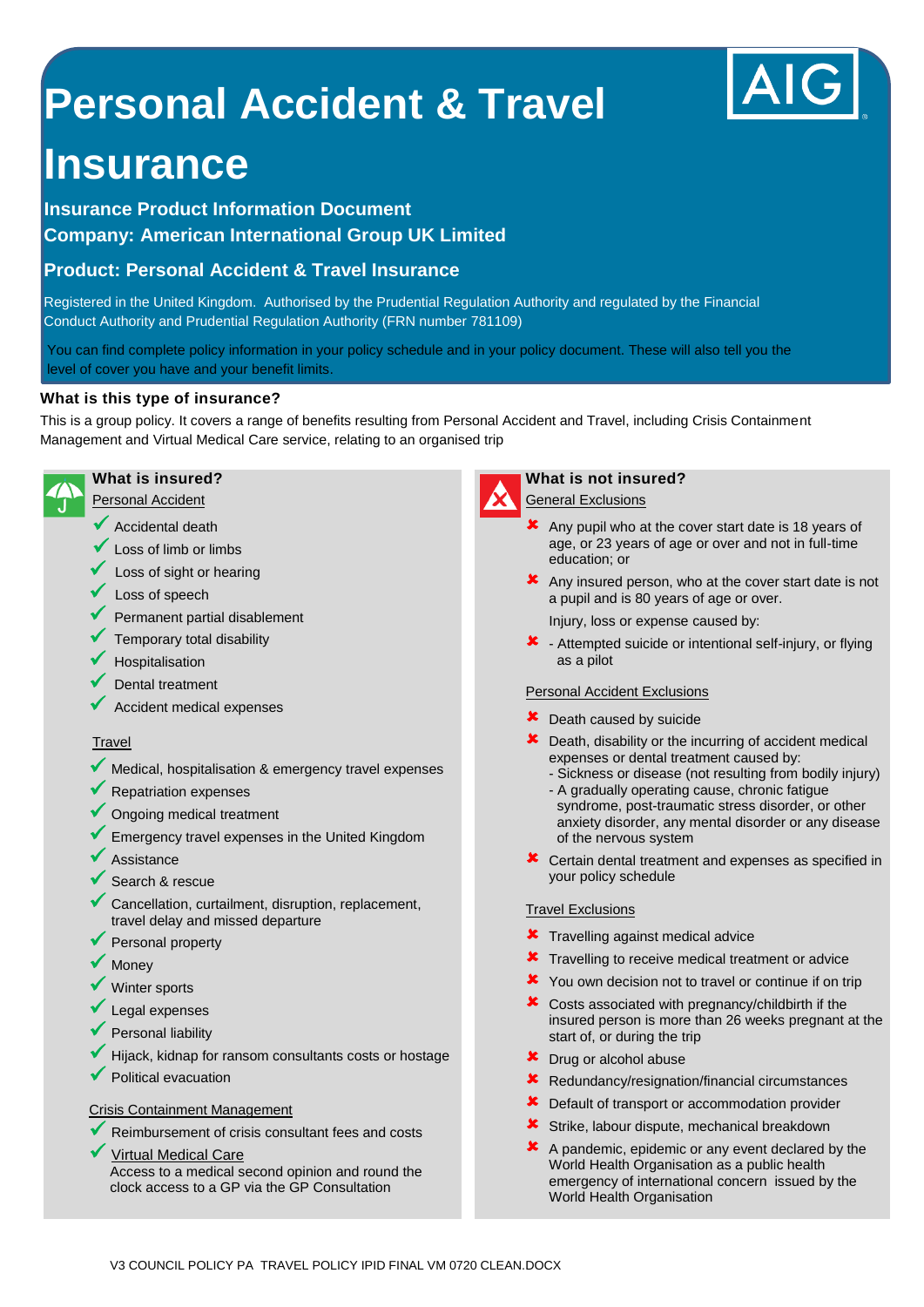# Personal Accident & Travel Insurance

**Insurance Product Information Document**

**Company: American International Group UK Limited**

**Product: Personal Accident & Travel Insurance**

Registered in the United Kingdom. Authorised by the Prudential Regulation Authority and regulated by the Financial Conduct Authority and Prudential Regulation Authority (FRN number 781109)

You can find complete policy information in your policy schedule and in your policy document. These will also tell you the level of cover you have and your benefit limits.

### What is this type of insurance?

This is a group policy. It covers a range of benefits resulting from Personal Accident and Travel, including Crisis Containment Management and Virtual Medical Care service, relating to an organised trip

## What is insured?

Personal Accident

- ✓ Accidental death
- ✓ Loss of limb or limbs
- ✓ Loss of sight or hearing
- ✓ Loss of speech
- ✓ Permanent partial disablement
- ✓ Temporary total disability
- ✓ Hospitalisation
- ✓ Dental treatment
- ✓ Accident medical expenses

Travel

- ✓ Medical, hospitalisation & emergency travel expenses
- ✓ Repatriation expenses
- ✓ Ongoing medical treatment
- ✓ Emergency travel expenses in the United Kingdom
- ✓ Assistance
- ✓ Search & rescue
- ✓ Cancellation, curtailment, disruption, replacement, travel delay and missed departure
- ✓ Personal property
- ✓ Money
- ✓ Winter sports
- ✓ Legal expenses
- ✓ Personal liability
- ✓ Hijack, kidnap for ransom consultants costs or hostage
- ✓ Political evacuation

Crisis Containment Management

- ✓ Reimbursement of crisis consultant fees and costs
- ✓ Virtual Medical Care
  Access to a medical second opinion and round the clock access to a GP via the GP Consultation

## What is not insured?

General Exclusions

- ✘ Any pupil who at the cover start date is 18 years of age, or 23 years of age or over and not in full-time education; or
- ✘ Any insured person, who at the cover start date is not a pupil and is 80 years of age or over.

  Injury, loss or expense caused by:
- ✘ - Attempted suicide or intentional self-injury, or flying as a pilot

Personal Accident Exclusions

- ✘ Death caused by suicide
- ✘ Death, disability or the incurring of accident medical expenses or dental treatment caused by:
  - Sickness or disease (not resulting from bodily injury)
  - A gradually operating cause, chronic fatigue syndrome, post-traumatic stress disorder, or other anxiety disorder, any mental disorder or any disease of the nervous system
- ✘ Certain dental treatment and expenses as specified in your policy schedule

Travel Exclusions

- ✘ Travelling against medical advice
- ✘ Travelling to receive medical treatment or advice
- ✘ You own decision not to travel or continue if on trip
- ✘ Costs associated with pregnancy/childbirth if the insured person is more than 26 weeks pregnant at the start of, or during the trip
- ✘ Drug or alcohol abuse
- ✘ Redundancy/resignation/financial circumstances
- ✘ Default of transport or accommodation provider
- ✘ Strike, labour dispute, mechanical breakdown
- ✘ A pandemic, epidemic or any event declared by the World Health Organisation as a public health emergency of international concern issued by the World Health Organisation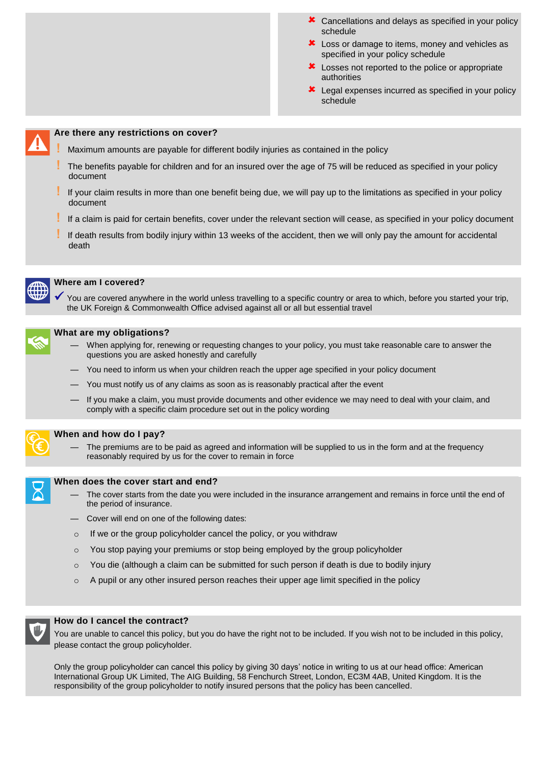- ✘ Cancellations and delays as specified in your policy schedule
- ✘ Loss or damage to items, money and vehicles as specified in your policy schedule
- ✘ Losses not reported to the police or appropriate authorities
- ✘ Legal expenses incurred as specified in your policy schedule

## Are there any restrictions on cover?

- ! Maximum amounts are payable for different bodily injuries as contained in the policy
- ! The benefits payable for children and for an insured over the age of 75 will be reduced as specified in your policy document
- ! If your claim results in more than one benefit being due, we will pay up to the limitations as specified in your policy document
- ! If a claim is paid for certain benefits, cover under the relevant section will cease, as specified in your policy document
- ! If death results from bodily injury within 13 weeks of the accident, then we will only pay the amount for accidental death

## Where am I covered?

- ✓ You are covered anywhere in the world unless travelling to a specific country or area to which, before you started your trip, the UK Foreign & Commonwealth Office advised against all or all but essential travel

## What are my obligations?

- When applying for, renewing or requesting changes to your policy, you must take reasonable care to answer the questions you are asked honestly and carefully
- You need to inform us when your children reach the upper age specified in your policy document
- You must notify us of any claims as soon as is reasonably practical after the event
- If you make a claim, you must provide documents and other evidence we may need to deal with your claim, and comply with a specific claim procedure set out in the policy wording

## When and how do I pay?

- The premiums are to be paid as agreed and information will be supplied to us in the form and at the frequency reasonably required by us for the cover to remain in force

## When does the cover start and end?

- The cover starts from the date you were included in the insurance arrangement and remains in force until the end of the period of insurance.
- Cover will end on one of the following dates:
  - If we or the group policyholder cancel the policy, or you withdraw
  - You stop paying your premiums or stop being employed by the group policyholder
  - You die (although a claim can be submitted for such person if death is due to bodily injury
  - A pupil or any other insured person reaches their upper age limit specified in the policy

## How do I cancel the contract?

You are unable to cancel this policy, but you do have the right not to be included. If you wish not to be included in this policy, please contact the group policyholder.

Only the group policyholder can cancel this policy by giving 30 days' notice in writing to us at our head office: American International Group UK Limited, The AIG Building, 58 Fenchurch Street, London, EC3M 4AB, United Kingdom. It is the responsibility of the group policyholder to notify insured persons that the policy has been cancelled.